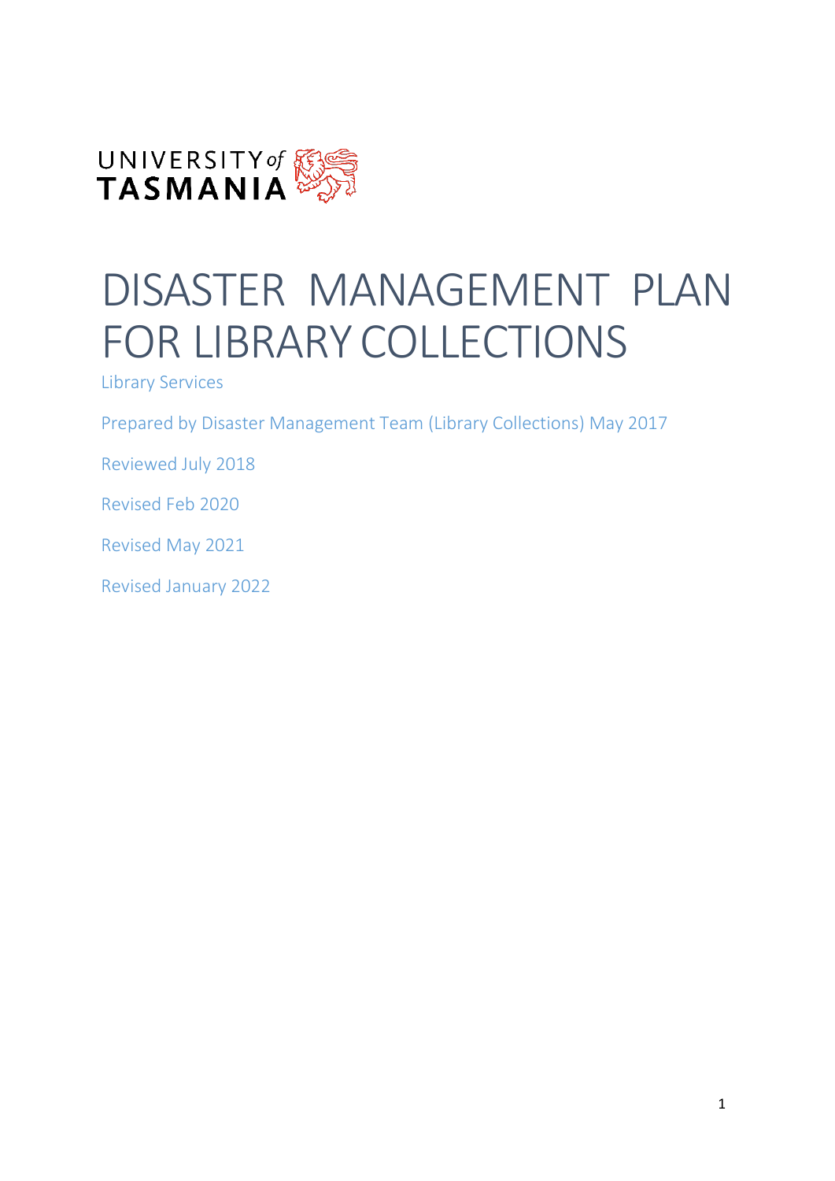UNIVERSITY of TASMANIA

# DISASTER MANAGEMENT PLAN FOR LIBRARY COLLECTIONS

Library Services

Prepared by Disaster Management Team (Library Collections) May 2017

Reviewed July 2018

Revised Feb 2020

Revised May 2021

Revised January 2022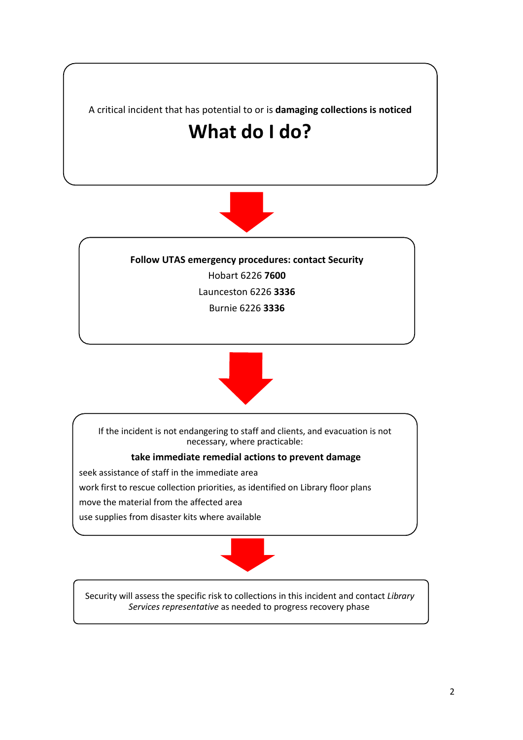A critical incident that has potential to or is **damaging collections is noticed**

# What do I do?

**Follow UTAS emergency procedures: contact Security**

Hobart 6226 **7600**

Launceston 6226 **3336**

Burnie 6226 **3336**

If the incident is not endangering to staff and clients, and evacuation is not necessary, where practicable:

**take immediate remedial actions to prevent damage**

seek assistance of staff in the immediate area

work first to rescue collection priorities, as identified on Library floor plans

move the material from the affected area

use supplies from disaster kits where available

Security will assess the specific risk to collections in this incident and contact *Library Services representative* as needed to progress recovery phase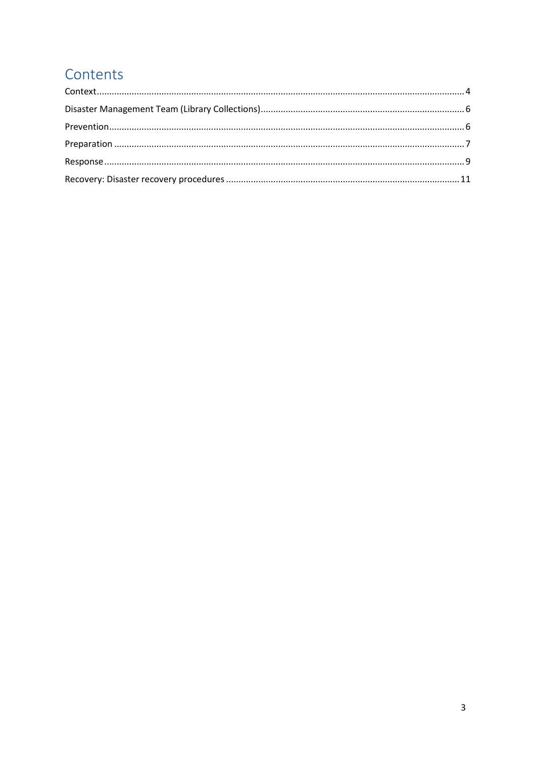# Contents

Context....................................................................................................................................... 4

Disaster Management Team (Library Collections)................................................................................ 6

Prevention................................................................................................................................... 6

Preparation ................................................................................................................................. 7

Response..................................................................................................................................... 9

Recovery: Disaster recovery procedures ........................................................................................... 11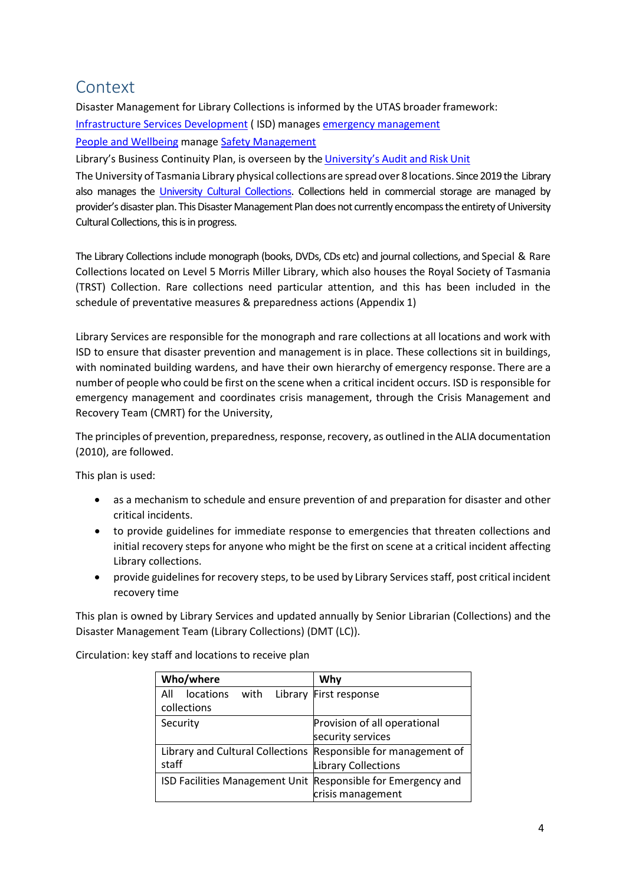## Context

Disaster Management for Library Collections is informed by the UTAS broader framework:

Infrastructure Services Development ( ISD) manages emergency management

People and Wellbeing manage Safety Management

Library's Business Continuity Plan, is overseen by the University's Audit and Risk Unit

The University of Tasmania Library physical collections are spread over 8 locations. Since 2019 the Library also manages the University Cultural Collections. Collections held in commercial storage are managed by provider's disaster plan. This Disaster Management Plan does not currently encompass the entirety of University Cultural Collections, this is in progress.

The Library Collections include monograph (books, DVDs, CDs etc) and journal collections, and Special & Rare Collections located on Level 5 Morris Miller Library, which also houses the Royal Society of Tasmania (TRST) Collection. Rare collections need particular attention, and this has been included in the schedule of preventative measures & preparedness actions (Appendix 1)

Library Services are responsible for the monograph and rare collections at all locations and work with ISD to ensure that disaster prevention and management is in place. These collections sit in buildings, with nominated building wardens, and have their own hierarchy of emergency response. There are a number of people who could be first on the scene when a critical incident occurs. ISD is responsible for emergency management and coordinates crisis management, through the Crisis Management and Recovery Team (CMRT) for the University,

The principles of prevention, preparedness, response, recovery, as outlined in the ALIA documentation (2010), are followed.

This plan is used:

- as a mechanism to schedule and ensure prevention of and preparation for disaster and other critical incidents.
- to provide guidelines for immediate response to emergencies that threaten collections and initial recovery steps for anyone who might be the first on scene at a critical incident affecting Library collections.
- provide guidelines for recovery steps, to be used by Library Services staff, post critical incident recovery time

This plan is owned by Library Services and updated annually by Senior Librarian (Collections) and the Disaster Management Team (Library Collections) (DMT (LC)).

Circulation: key staff and locations to receive plan

| Who/where | Why |
| --- | --- |
| All locations with Library collections | First response |
| Security | Provision of all operational security services |
| Library and Cultural Collections staff | Responsible for management of Library Collections |
| ISD Facilities Management Unit | Responsible for Emergency and crisis management |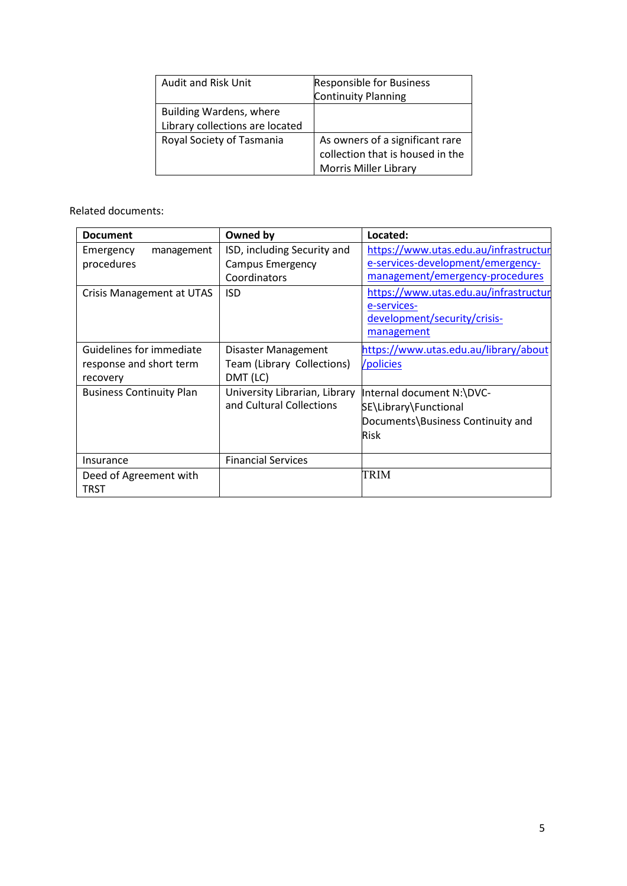| Audit and Risk Unit | Responsible for Business Continuity Planning |
|---|---|
| Building Wardens, where Library collections are located | |
| Royal Society of Tasmania | As owners of a significant rare collection that is housed in the Morris Miller Library |

Related documents:

| Document | Owned by | Located: |
|---|---|---|
| Emergency management procedures | ISD, including Security and Campus Emergency Coordinators | https://www.utas.edu.au/infrastructure-services-development/emergency-management/emergency-procedures |
| Crisis Management at UTAS | ISD | https://www.utas.edu.au/infrastructure-services-development/security/crisis-management |
| Guidelines for immediate response and short term recovery | Disaster Management Team (Library Collections) DMT (LC) | https://www.utas.edu.au/library/about/policies |
| Business Continuity Plan | University Librarian, Library and Cultural Collections | Internal document N:\DVC-SE\Library\Functional Documents\Business Continuity and Risk |
| Insurance | Financial Services | |
| Deed of Agreement with TRST | | TRIM |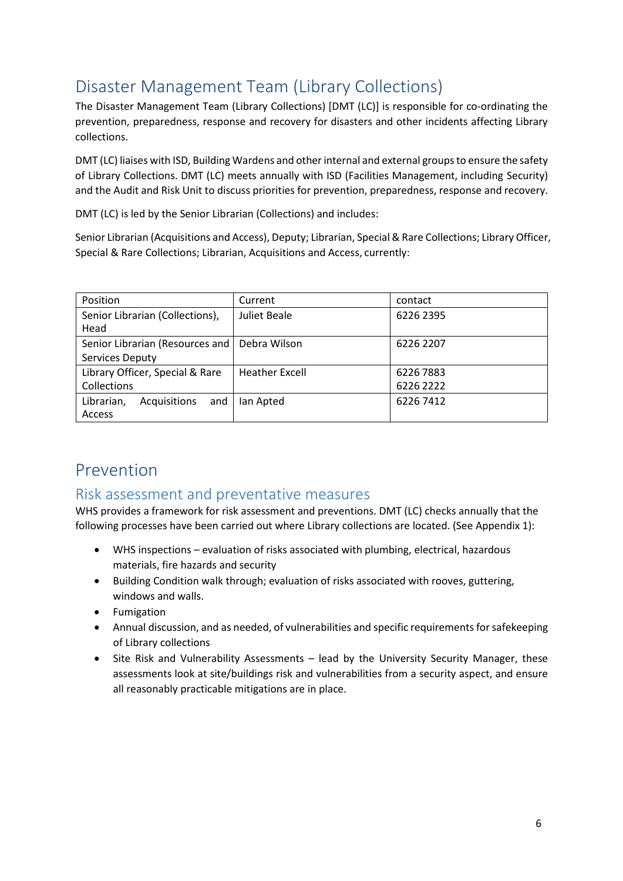## Disaster Management Team (Library Collections)

The Disaster Management Team (Library Collections) [DMT (LC)] is responsible for co-ordinating the prevention, preparedness, response and recovery for disasters and other incidents affecting Library collections.

DMT (LC) liaises with ISD, Building Wardens and other internal and external groups to ensure the safety of Library Collections. DMT (LC) meets annually with ISD (Facilities Management, including Security) and the Audit and Risk Unit to discuss priorities for prevention, preparedness, response and recovery.

DMT (LC) is led by the Senior Librarian (Collections) and includes:

Senior Librarian (Acquisitions and Access), Deputy; Librarian, Special & Rare Collections; Library Officer, Special & Rare Collections; Librarian, Acquisitions and Access, currently:

| Position | Current | contact |
|---|---|---|
| Senior Librarian (Collections), Head | Juliet Beale | 6226 2395 |
| Senior Librarian (Resources and Services Deputy | Debra Wilson | 6226 2207 |
| Library Officer, Special & Rare Collections | Heather Excell | 6226 7883<br>6226 2222 |
| Librarian, Acquisitions and Access | Ian Apted | 6226 7412 |

## Prevention

### Risk assessment and preventative measures

WHS provides a framework for risk assessment and preventions. DMT (LC) checks annually that the following processes have been carried out where Library collections are located. (See Appendix 1):

- WHS inspections – evaluation of risks associated with plumbing, electrical, hazardous materials, fire hazards and security
- Building Condition walk through; evaluation of risks associated with rooves, guttering, windows and walls.
- Fumigation
- Annual discussion, and as needed, of vulnerabilities and specific requirements for safekeeping of Library collections
- Site Risk and Vulnerability Assessments – lead by the University Security Manager, these assessments look at site/buildings risk and vulnerabilities from a security aspect, and ensure all reasonably practicable mitigations are in place.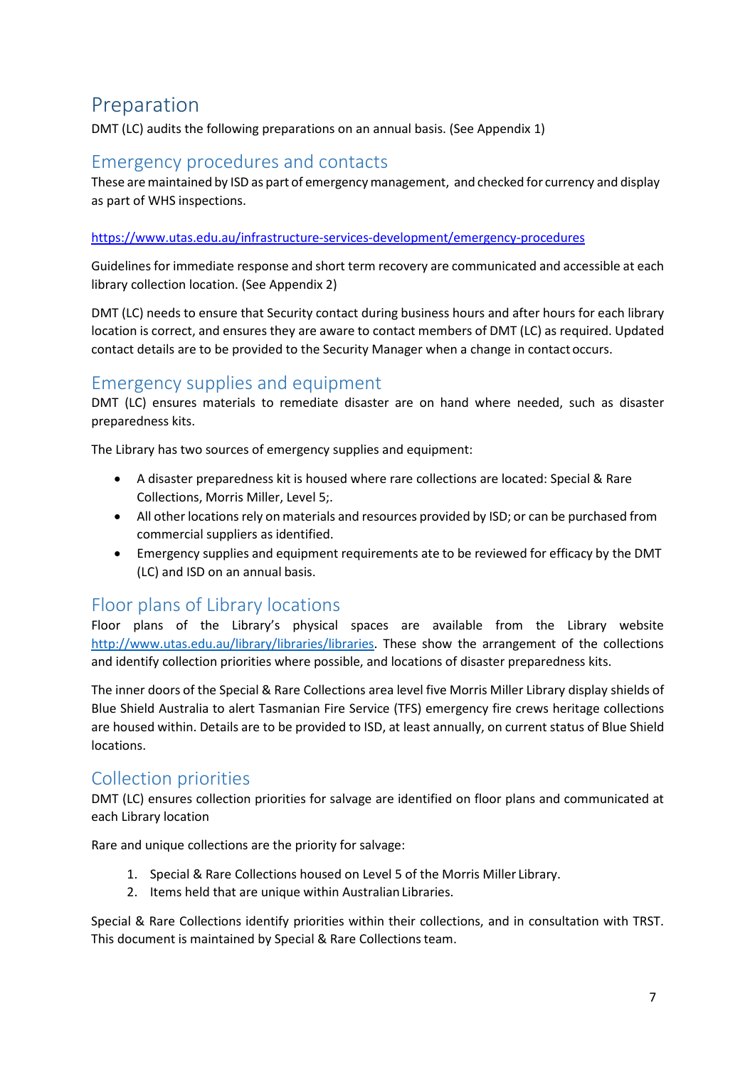# Preparation

DMT (LC) audits the following preparations on an annual basis. (See Appendix 1)

## Emergency procedures and contacts

These are maintained by ISD as part of emergency management, and checked for currency and display as part of WHS inspections.

https://www.utas.edu.au/infrastructure-services-development/emergency-procedures

Guidelines for immediate response and short term recovery are communicated and accessible at each library collection location. (See Appendix 2)

DMT (LC) needs to ensure that Security contact during business hours and after hours for each library location is correct, and ensures they are aware to contact members of DMT (LC) as required. Updated contact details are to be provided to the Security Manager when a change in contact occurs.

## Emergency supplies and equipment

DMT (LC) ensures materials to remediate disaster are on hand where needed, such as disaster preparedness kits.

The Library has two sources of emergency supplies and equipment:

- A disaster preparedness kit is housed where rare collections are located: Special & Rare Collections, Morris Miller, Level 5;.
- All other locations rely on materials and resources provided by ISD; or can be purchased from commercial suppliers as identified.
- Emergency supplies and equipment requirements ate to be reviewed for efficacy by the DMT (LC) and ISD on an annual basis.

## Floor plans of Library locations

Floor plans of the Library's physical spaces are available from the Library website http://www.utas.edu.au/library/libraries/libraries. These show the arrangement of the collections and identify collection priorities where possible, and locations of disaster preparedness kits.

The inner doors of the Special & Rare Collections area level five Morris Miller Library display shields of Blue Shield Australia to alert Tasmanian Fire Service (TFS) emergency fire crews heritage collections are housed within. Details are to be provided to ISD, at least annually, on current status of Blue Shield locations.

## Collection priorities

DMT (LC) ensures collection priorities for salvage are identified on floor plans and communicated at each Library location

Rare and unique collections are the priority for salvage:

1. Special & Rare Collections housed on Level 5 of the Morris Miller Library.
2. Items held that are unique within Australian Libraries.

Special & Rare Collections identify priorities within their collections, and in consultation with TRST. This document is maintained by Special & Rare Collections team.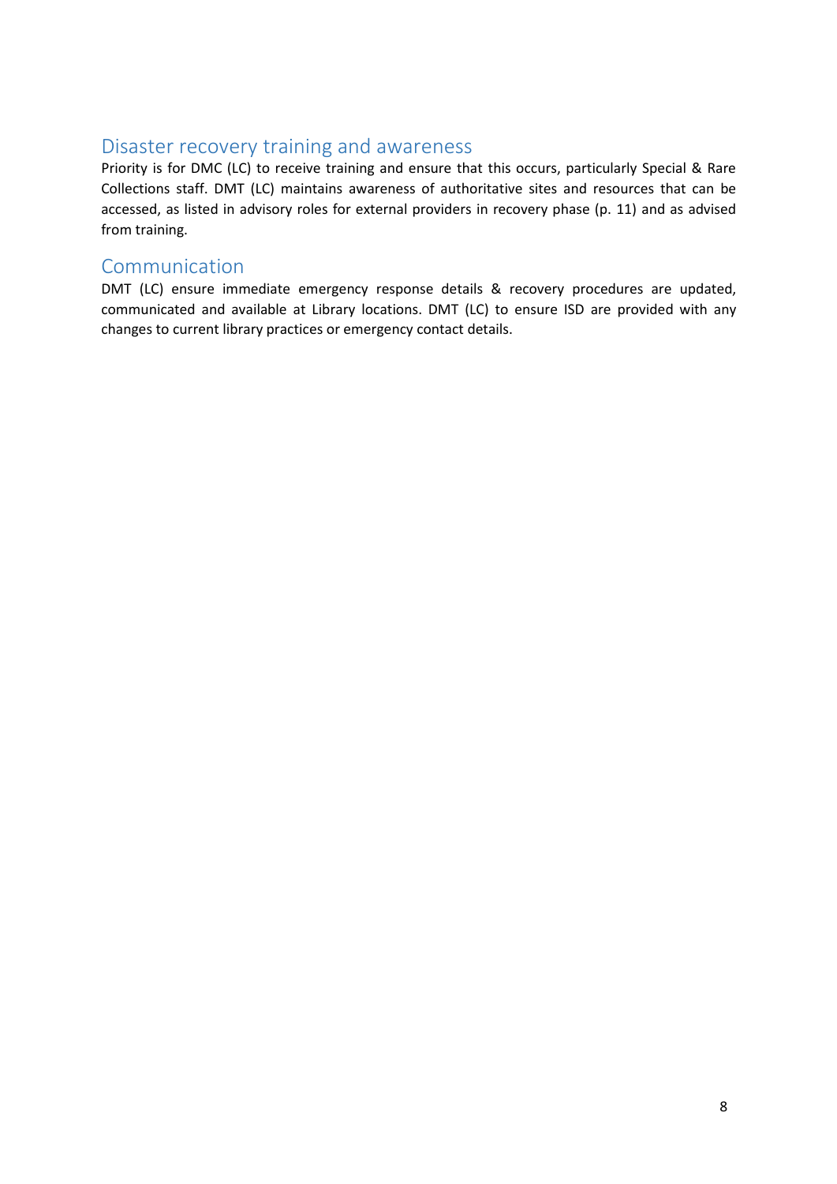## Disaster recovery training and awareness

Priority is for DMC (LC) to receive training and ensure that this occurs, particularly Special & Rare Collections staff. DMT (LC) maintains awareness of authoritative sites and resources that can be accessed, as listed in advisory roles for external providers in recovery phase (p. 11) and as advised from training.

## Communication

DMT (LC) ensure immediate emergency response details & recovery procedures are updated, communicated and available at Library locations. DMT (LC) to ensure ISD are provided with any changes to current library practices or emergency contact details.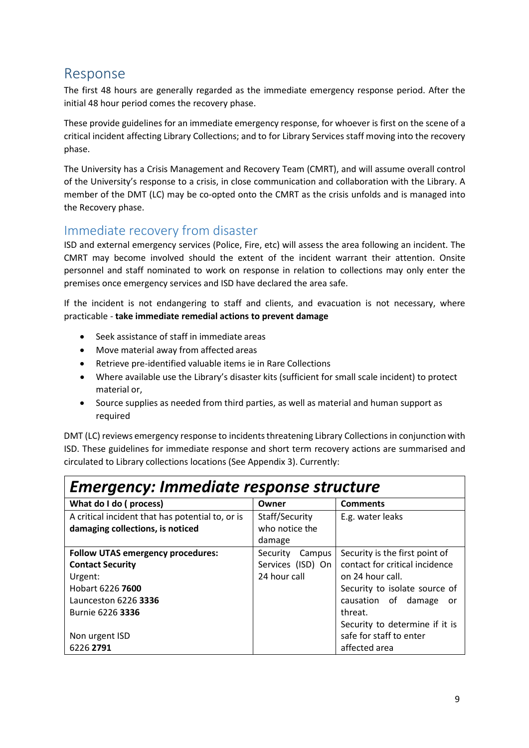## Response

The first 48 hours are generally regarded as the immediate emergency response period. After the initial 48 hour period comes the recovery phase.

These provide guidelines for an immediate emergency response, for whoever is first on the scene of a critical incident affecting Library Collections; and to for Library Services staff moving into the recovery phase.

The University has a Crisis Management and Recovery Team (CMRT), and will assume overall control of the University's response to a crisis, in close communication and collaboration with the Library. A member of the DMT (LC) may be co-opted onto the CMRT as the crisis unfolds and is managed into the Recovery phase.

## Immediate recovery from disaster

ISD and external emergency services (Police, Fire, etc) will assess the area following an incident. The CMRT may become involved should the extent of the incident warrant their attention. Onsite personnel and staff nominated to work on response in relation to collections may only enter the premises once emergency services and ISD have declared the area safe.

If the incident is not endangering to staff and clients, and evacuation is not necessary, where practicable - **take immediate remedial actions to prevent damage**

- Seek assistance of staff in immediate areas
- Move material away from affected areas
- Retrieve pre-identified valuable items ie in Rare Collections
- Where available use the Library's disaster kits (sufficient for small scale incident) to protect material or,
- Source supplies as needed from third parties, as well as material and human support as required

DMT (LC) reviews emergency response to incidents threatening Library Collections in conjunction with ISD. These guidelines for immediate response and short term recovery actions are summarised and circulated to Library collections locations (See Appendix 3). Currently:

| ***Emergency: Immediate response structure*** | | |
|---|---|---|
| **What do I do ( process)** | **Owner** | **Comments** |
| A critical incident that has potential to, or is **damaging collections, is noticed** | Staff/Security who notice the damage | E.g. water leaks |
| **Follow UTAS emergency procedures:**<br>**Contact Security**<br>Urgent:<br>Hobart 6226 **7600**<br>Launceston 6226 **3336**<br>Burnie 6226 **3336**<br><br>Non urgent ISD<br>6226 **2791** | Security Campus Services (ISD) On 24 hour call | Security is the first point of contact for critical incidence on 24 hour call.<br>Security to isolate source of causation of damage or threat.<br>Security to determine if it is safe for staff to enter affected area |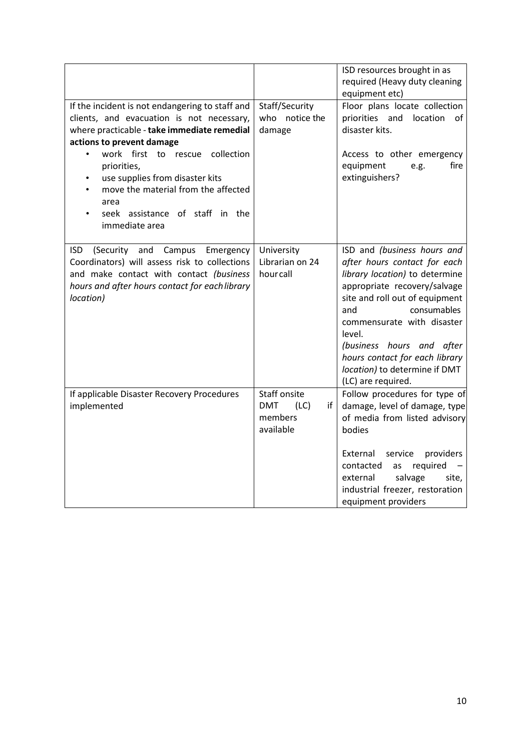| | | |
|---|---|---|
| | | ISD resources brought in as required (Heavy duty cleaning equipment etc) |
| If the incident is not endangering to staff and clients, and evacuation is not necessary, where practicable - **take immediate remedial actions to prevent damage**<br>• work first to rescue collection priorities,<br>• use supplies from disaster kits<br>• move the material from the affected area<br>• seek assistance of staff in the immediate area | Staff/Security who notice the damage | Floor plans locate collection priorities and location of disaster kits.<br><br>Access to other emergency equipment e.g. fire extinguishers? |
| ISD (Security and Campus Emergency Coordinators) will assess risk to collections and make contact with contact *(business hours and after hours contact for each library location)* | University Librarian on 24 hour call | ISD and *(business hours and after hours contact for each library location)* to determine appropriate recovery/salvage site and roll out of equipment and consumables commensurate with disaster level.<br>*(business hours and after hours contact for each library location)* to determine if DMT (LC) are required. |
| If applicable Disaster Recovery Procedures implemented | Staff onsite DMT (LC) if members available | Follow procedures for type of damage, level of damage, type of media from listed advisory bodies<br><br>External service providers contacted as required – external salvage site, industrial freezer, restoration equipment providers |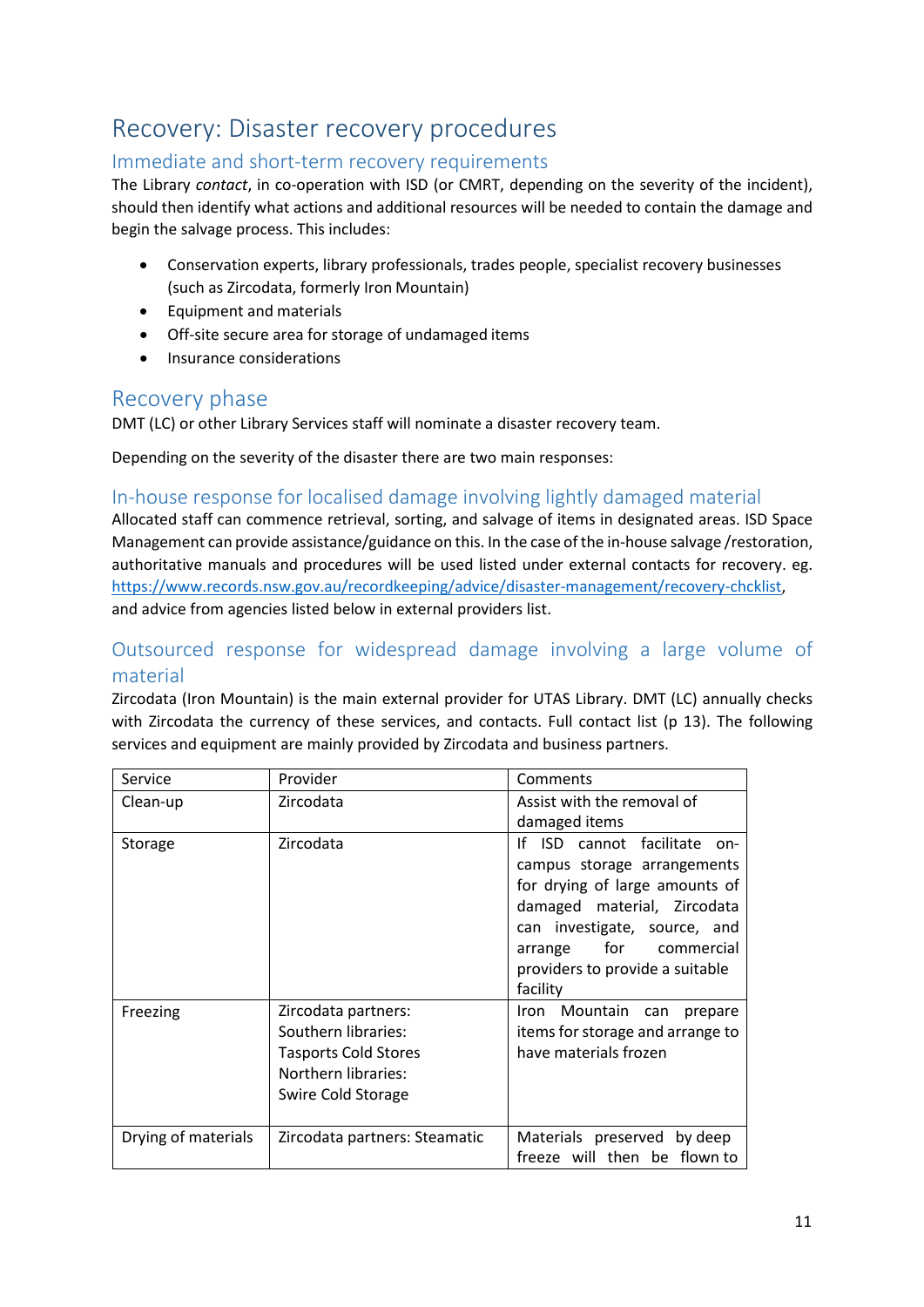# Recovery: Disaster recovery procedures

## Immediate and short-term recovery requirements

The Library *contact*, in co-operation with ISD (or CMRT, depending on the severity of the incident), should then identify what actions and additional resources will be needed to contain the damage and begin the salvage process. This includes:

- Conservation experts, library professionals, trades people, specialist recovery businesses (such as Zircodata, formerly Iron Mountain)
- Equipment and materials
- Off-site secure area for storage of undamaged items
- Insurance considerations

## Recovery phase

DMT (LC) or other Library Services staff will nominate a disaster recovery team.

Depending on the severity of the disaster there are two main responses:

### In-house response for localised damage involving lightly damaged material

Allocated staff can commence retrieval, sorting, and salvage of items in designated areas. ISD Space Management can provide assistance/guidance on this. In the case of the in-house salvage /restoration, authoritative manuals and procedures will be used listed under external contacts for recovery. eg. https://www.records.nsw.gov.au/recordkeeping/advice/disaster-management/recovery-chcklist, and advice from agencies listed below in external providers list.

### Outsourced response for widespread damage involving a large volume of material

Zircodata (Iron Mountain) is the main external provider for UTAS Library. DMT (LC) annually checks with Zircodata the currency of these services, and contacts. Full contact list (p 13). The following services and equipment are mainly provided by Zircodata and business partners.

| Service | Provider | Comments |
|---|---|---|
| Clean-up | Zircodata | Assist with the removal of damaged items |
| Storage | Zircodata | If ISD cannot facilitate on-campus storage arrangements for drying of large amounts of damaged material, Zircodata can investigate, source, and arrange for commercial providers to provide a suitable facility |
| Freezing | Zircodata partners:<br>Southern libraries:<br>Tasports Cold Stores<br>Northern libraries:<br>Swire Cold Storage | Iron Mountain can prepare items for storage and arrange to have materials frozen |
| Drying of materials | Zircodata partners: Steamatic | Materials preserved by deep freeze will then be flown to |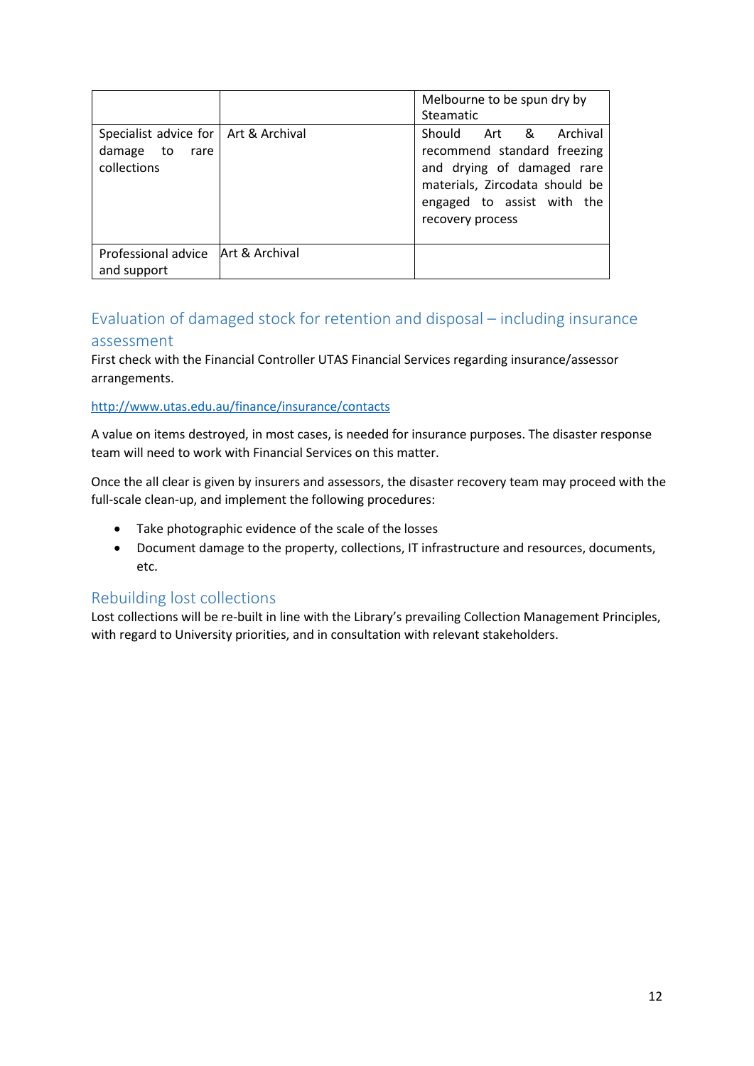| | | |
|---|---|---|
| | | Melbourne to be spun dry by Steamatic |
| Specialist advice for damage to rare collections | Art & Archival | Should Art & Archival recommend standard freezing and drying of damaged rare materials, Zircodata should be engaged to assist with the recovery process |
| Professional advice and support | Art & Archival | |

## Evaluation of damaged stock for retention and disposal – including insurance assessment

First check with the Financial Controller UTAS Financial Services regarding insurance/assessor arrangements.

http://www.utas.edu.au/finance/insurance/contacts

A value on items destroyed, in most cases, is needed for insurance purposes. The disaster response team will need to work with Financial Services on this matter.

Once the all clear is given by insurers and assessors, the disaster recovery team may proceed with the full-scale clean-up, and implement the following procedures:

- Take photographic evidence of the scale of the losses
- Document damage to the property, collections, IT infrastructure and resources, documents, etc.

## Rebuilding lost collections

Lost collections will be re-built in line with the Library's prevailing Collection Management Principles, with regard to University priorities, and in consultation with relevant stakeholders.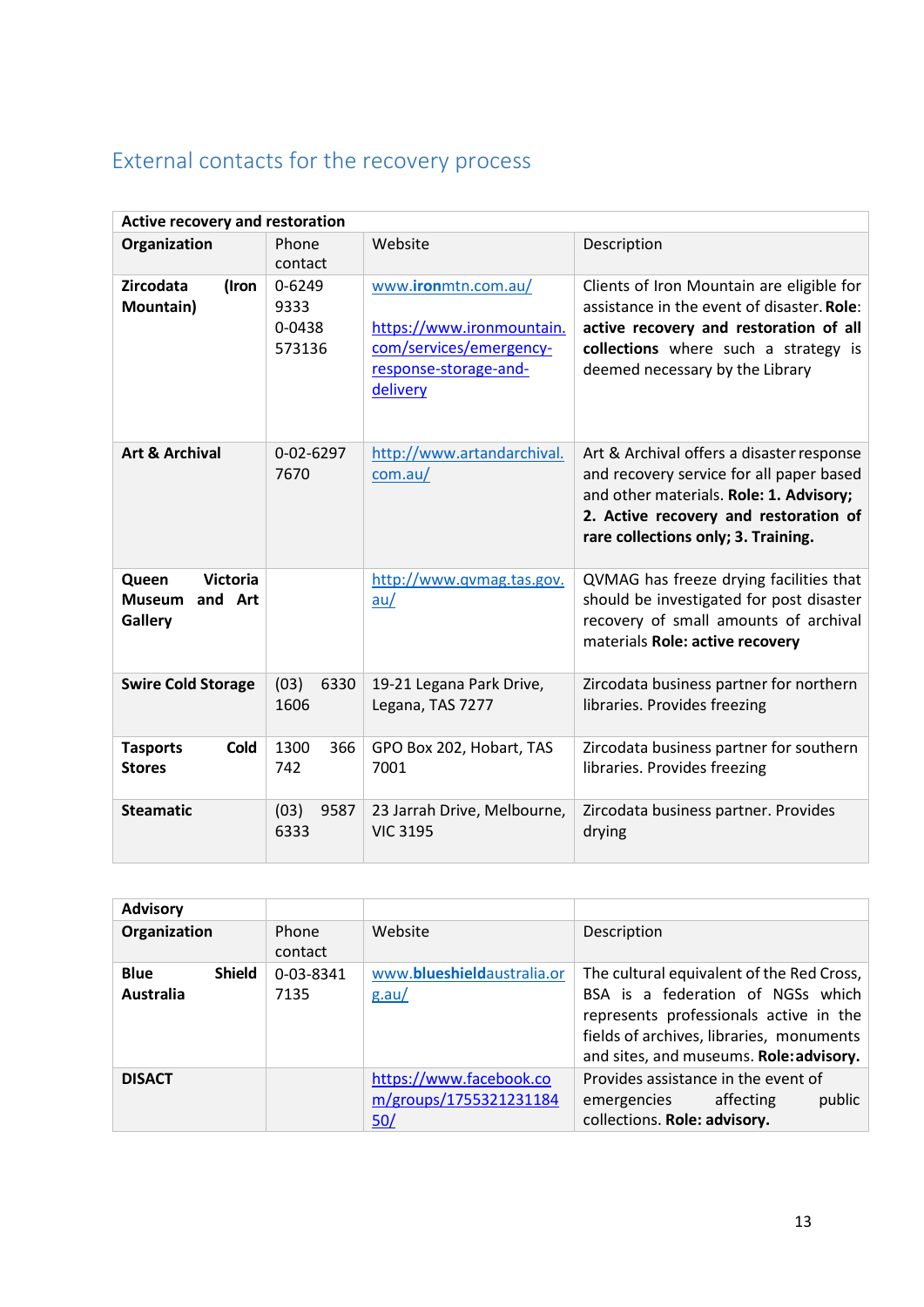## External contacts for the recovery process

| **Active recovery and restoration** | | | |
|---|---|---|---|
| **Organization** | Phone contact | Website | Description |
| **Zircodata (Iron Mountain)** | 0-6249 9333 0-0438 573136 | www.**iron**mtn.com.au/ https://www.ironmountain.com/services/emergency-response-storage-and-delivery | Clients of Iron Mountain are eligible for assistance in the event of disaster. **Role**: **active recovery and restoration of all collections** where such a strategy is deemed necessary by the Library |
| **Art & Archival** | 0-02-6297 7670 | http://www.artandarchival.com.au/ | Art & Archival offers a disaster response and recovery service for all paper based and other materials. **Role: 1. Advisory; 2. Active recovery and restoration of rare collections only; 3. Training.** |
| **Queen Victoria Museum and Art Gallery** | | http://www.qvmag.tas.gov.au/ | QVMAG has freeze drying facilities that should be investigated for post disaster recovery of small amounts of archival materials **Role: active recovery** |
| **Swire Cold Storage** | (03) 6330 1606 | 19-21 Legana Park Drive, Legana, TAS 7277 | Zircodata business partner for northern libraries. Provides freezing |
| **Tasports Cold Stores** | 1300 366 742 | GPO Box 202, Hobart, TAS 7001 | Zircodata business partner for southern libraries. Provides freezing |
| **Steamatic** | (03) 9587 6333 | 23 Jarrah Drive, Melbourne, VIC 3195 | Zircodata business partner. Provides drying |

| **Advisory** | | | |
|---|---|---|---|
| **Organization** | Phone contact | Website | Description |
| **Blue Shield Australia** | 0-03-8341 7135 | www.**blueshield**australia.org.au/ | The cultural equivalent of the Red Cross, BSA is a federation of NGSs which represents professionals active in the fields of archives, libraries, monuments and sites, and museums. **Role: advisory.** |
| **DISACT** | | https://www.facebook.com/groups/175532123118450/ | Provides assistance in the event of emergencies affecting public collections. **Role: advisory.** |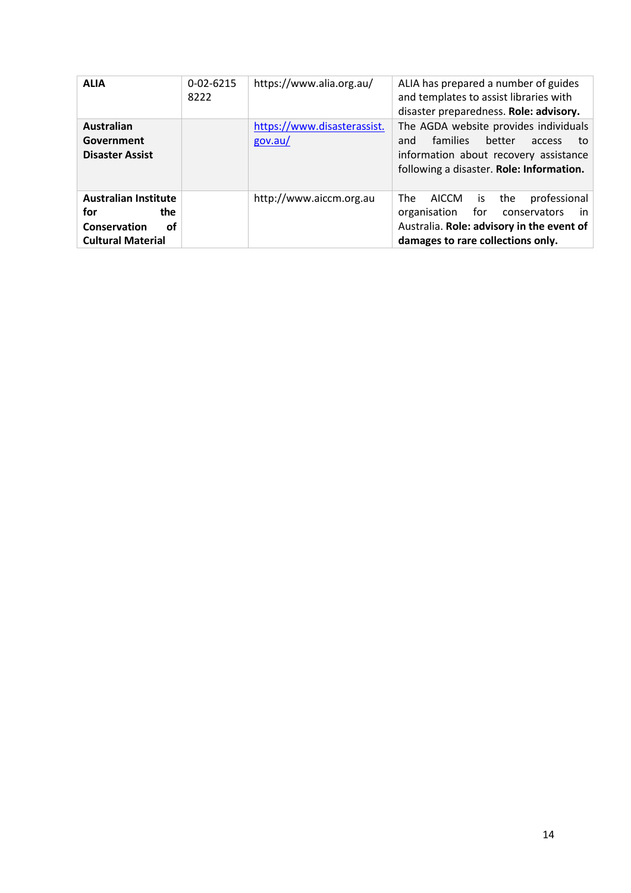| **ALIA** | 0-02-6215 8222 | https://www.alia.org.au/ | ALIA has prepared a number of guides and templates to assist libraries with disaster preparedness. **Role: advisory.** |
|---|---|---|---|
| **Australian Government Disaster Assist** | | https://www.disasterassist.gov.au/ | The AGDA website provides individuals and families better access to information about recovery assistance following a disaster. **Role: Information.** |
| **Australian Institute for the Conservation of Cultural Material** | | http://www.aiccm.org.au | The AICCM is the professional organisation for conservators in Australia. **Role: advisory in the event of damages to rare collections only.** |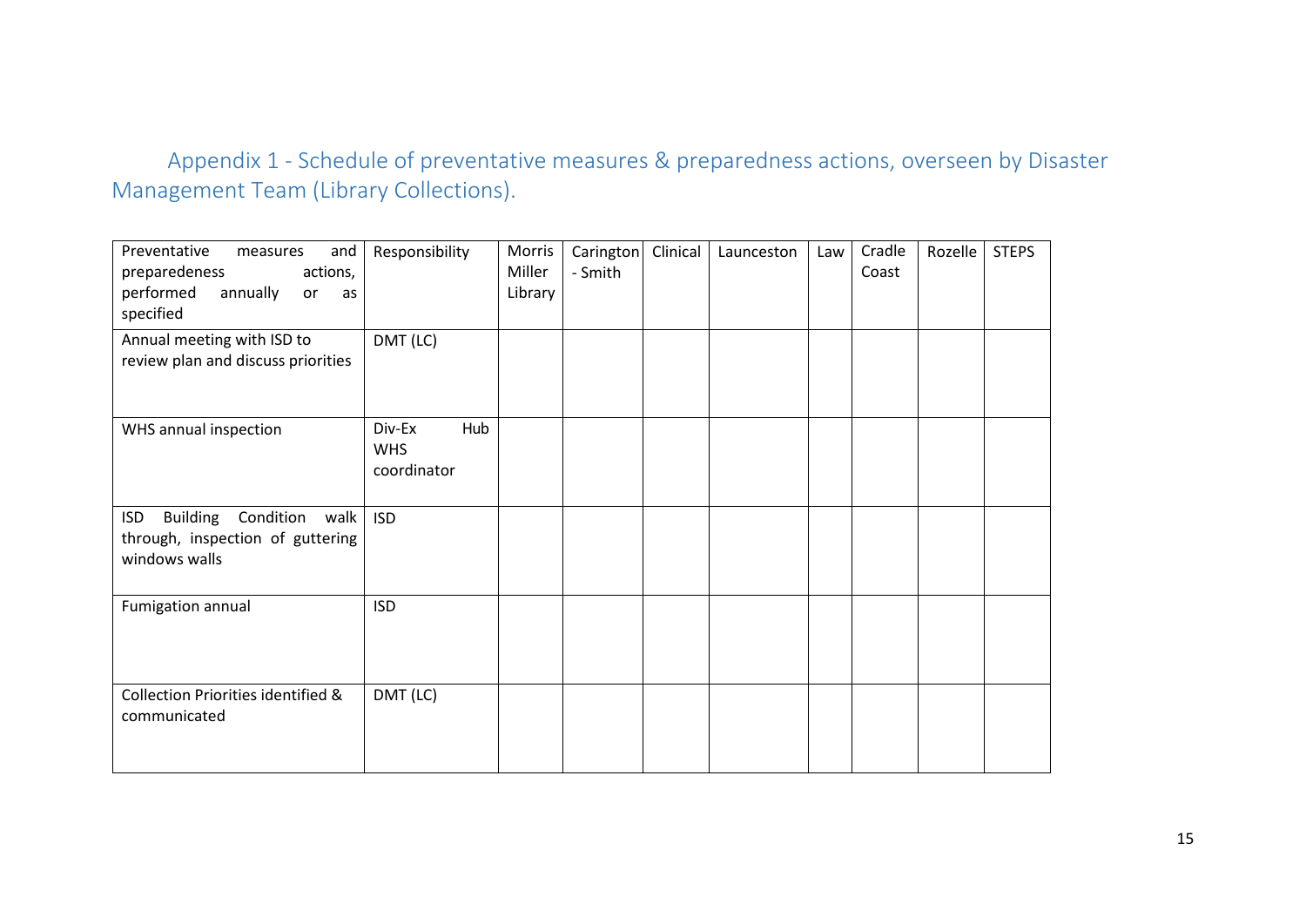## Appendix 1 - Schedule of preventative measures & preparedness actions, overseen by Disaster Management Team (Library Collections).

| Preventative measures and preparedeness actions, performed annually or as specified | Responsibility | Morris Miller Library | Carington - Smith | Clinical | Launceston | Law | Cradle Coast | Rozelle | STEPS |
|---|---|---|---|---|---|---|---|---|---|
| Annual meeting with ISD to review plan and discuss priorities | DMT (LC) | | | | | | | | |
| WHS annual inspection | Div-Ex Hub WHS coordinator | | | | | | | | |
| ISD Building Condition walk through, inspection of guttering windows walls | ISD | | | | | | | | |
| Fumigation annual | ISD | | | | | | | | |
| Collection Priorities identified & communicated | DMT (LC) | | | | | | | | |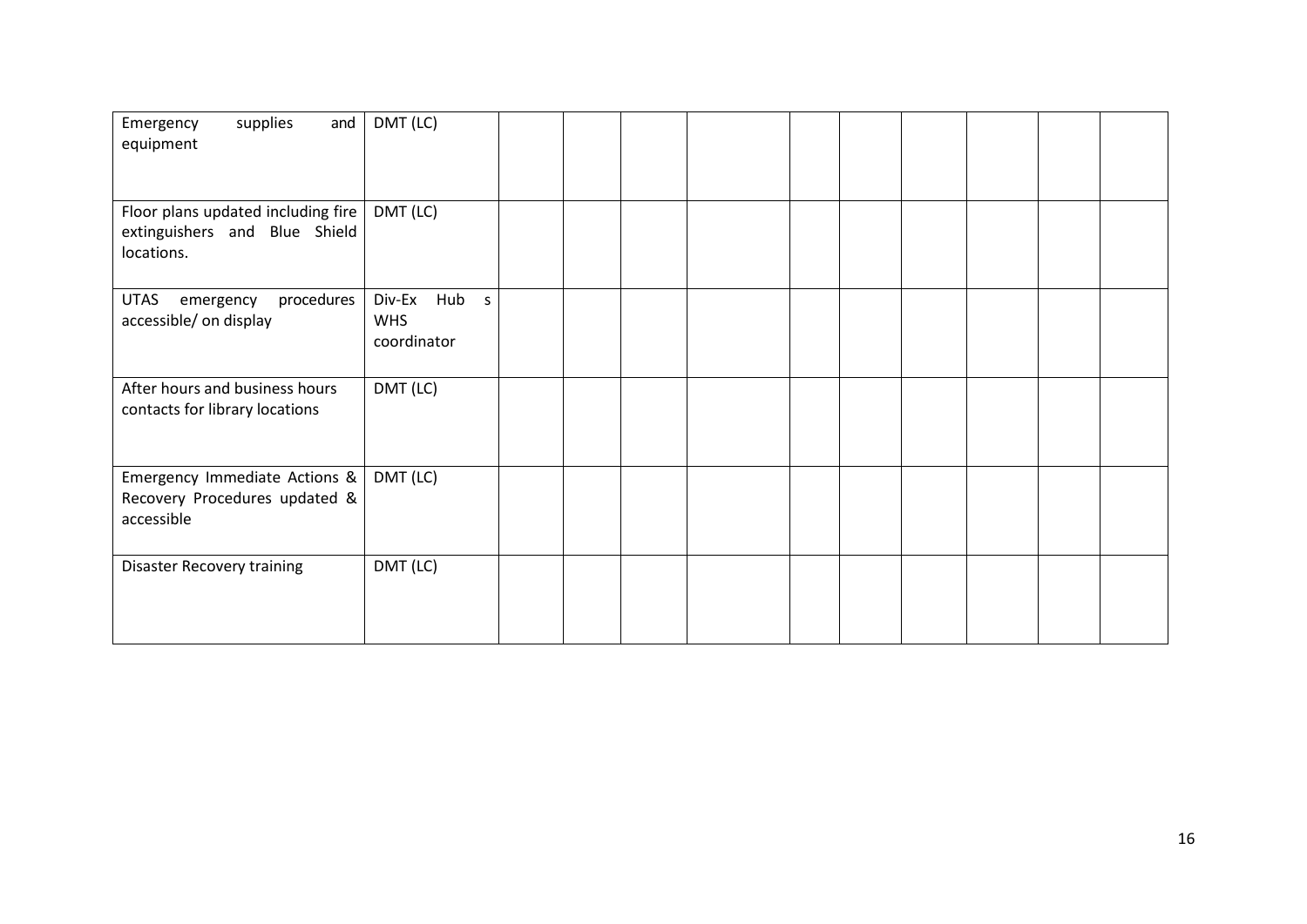| | | | | | | | | | | | |
|---|---|---|---|---|---|---|---|---|---|---|---|
| Emergency supplies and equipment | DMT (LC) | | | | | | | | | | |
| Floor plans updated including fire extinguishers and Blue Shield locations. | DMT (LC) | | | | | | | | | | |
| UTAS emergency procedures accessible/ on display | Div-Ex Hub s WHS coordinator | | | | | | | | | | |
| After hours and business hours contacts for library locations | DMT (LC) | | | | | | | | | | |
| Emergency Immediate Actions & Recovery Procedures updated & accessible | DMT (LC) | | | | | | | | | | |
| Disaster Recovery training | DMT (LC) | | | | | | | | | | |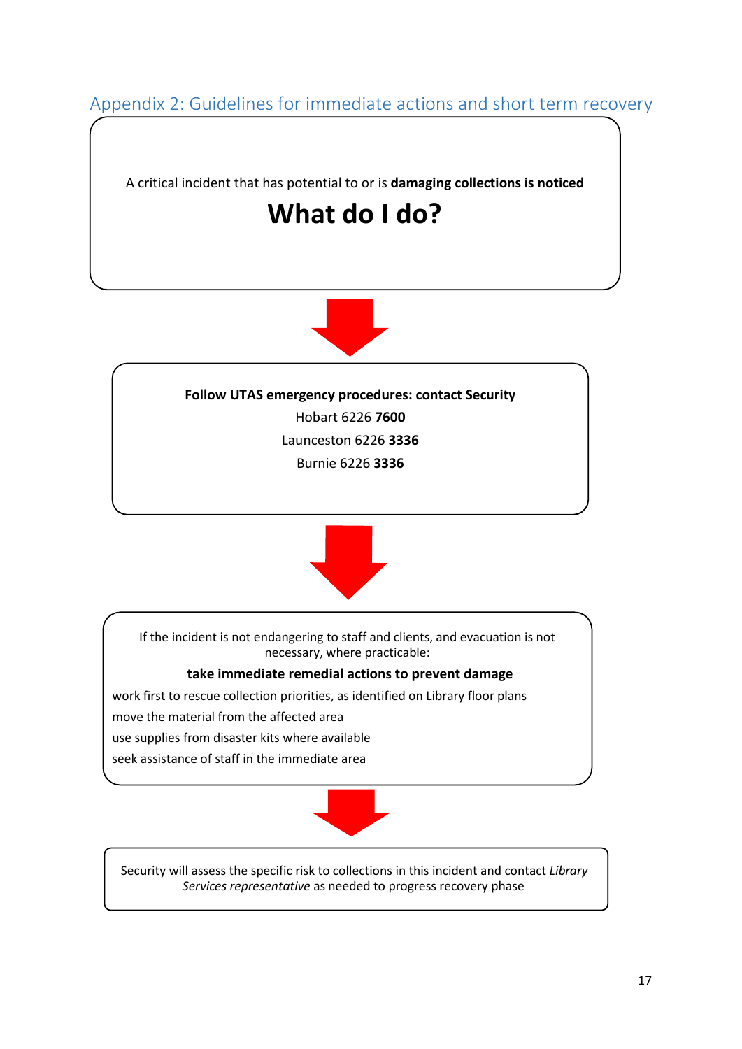## Appendix 2: Guidelines for immediate actions and short term recovery

A critical incident that has potential to or is **damaging collections is noticed**

# What do I do?

**Follow UTAS emergency procedures: contact Security**

Hobart 6226 **7600**

Launceston 6226 **3336**

Burnie 6226 **3336**

If the incident is not endangering to staff and clients, and evacuation is not necessary, where practicable:

**take immediate remedial actions to prevent damage**

work first to rescue collection priorities, as identified on Library floor plans

move the material from the affected area

use supplies from disaster kits where available

seek assistance of staff in the immediate area

Security will assess the specific risk to collections in this incident and contact *Library Services representative* as needed to progress recovery phase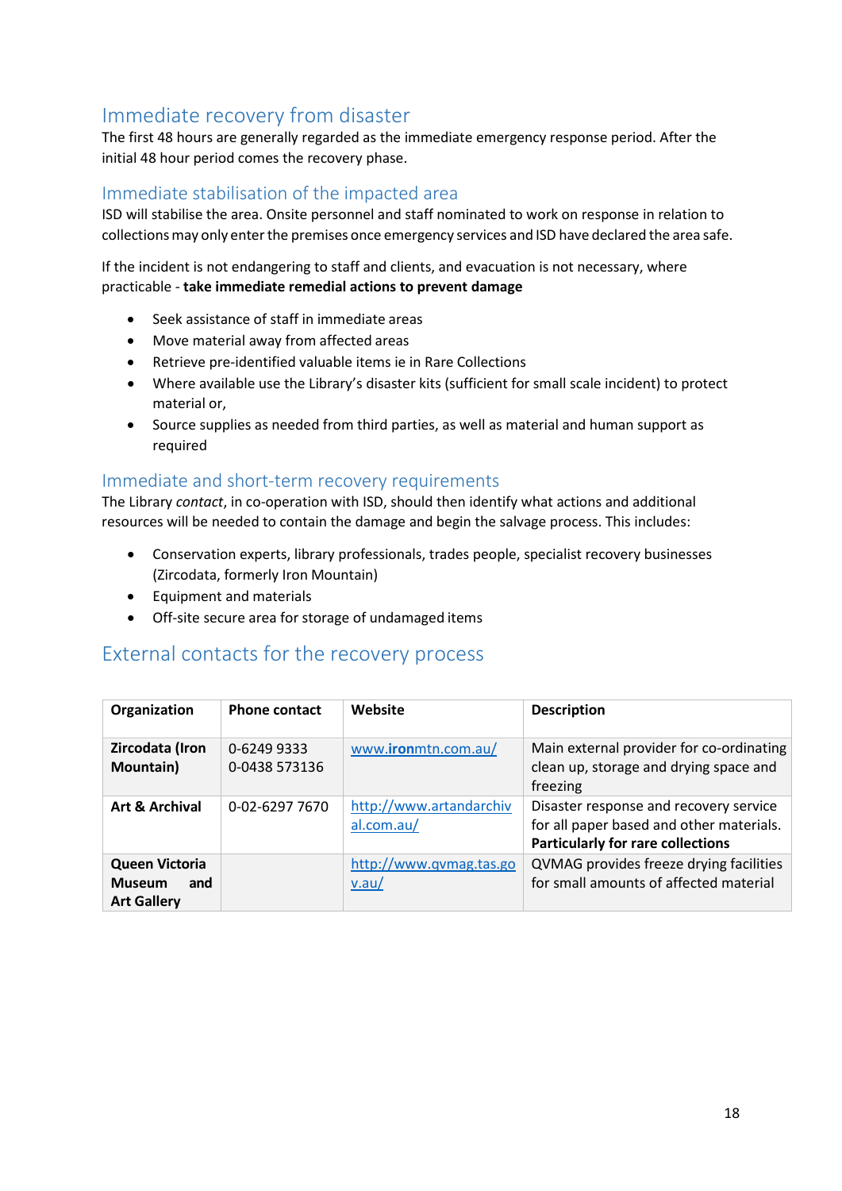## Immediate recovery from disaster

The first 48 hours are generally regarded as the immediate emergency response period. After the initial 48 hour period comes the recovery phase.

### Immediate stabilisation of the impacted area

ISD will stabilise the area. Onsite personnel and staff nominated to work on response in relation to collections may only enter the premises once emergency services and ISD have declared the area safe.

If the incident is not endangering to staff and clients, and evacuation is not necessary, where practicable - **take immediate remedial actions to prevent damage**

- Seek assistance of staff in immediate areas
- Move material away from affected areas
- Retrieve pre-identified valuable items ie in Rare Collections
- Where available use the Library's disaster kits (sufficient for small scale incident) to protect material or,
- Source supplies as needed from third parties, as well as material and human support as required

### Immediate and short-term recovery requirements

The Library *contact*, in co-operation with ISD, should then identify what actions and additional resources will be needed to contain the damage and begin the salvage process. This includes:

- Conservation experts, library professionals, trades people, specialist recovery businesses (Zircodata, formerly Iron Mountain)
- Equipment and materials
- Off-site secure area for storage of undamaged items

## External contacts for the recovery process

| Organization | Phone contact | Website | Description |
|---|---|---|---|
| **Zircodata (Iron Mountain)** | 0-6249 9333<br>0-0438 573136 | www.**iron**mtn.com.au/ | Main external provider for co-ordinating clean up, storage and drying space and freezing |
| **Art & Archival** | 0-02-6297 7670 | http://www.artandarchival.com.au/ | Disaster response and recovery service for all paper based and other materials. **Particularly for rare collections** |
| **Queen Victoria Museum and Art Gallery** | | http://www.qvmag.tas.gov.au/ | QVMAG provides freeze drying facilities for small amounts of affected material |